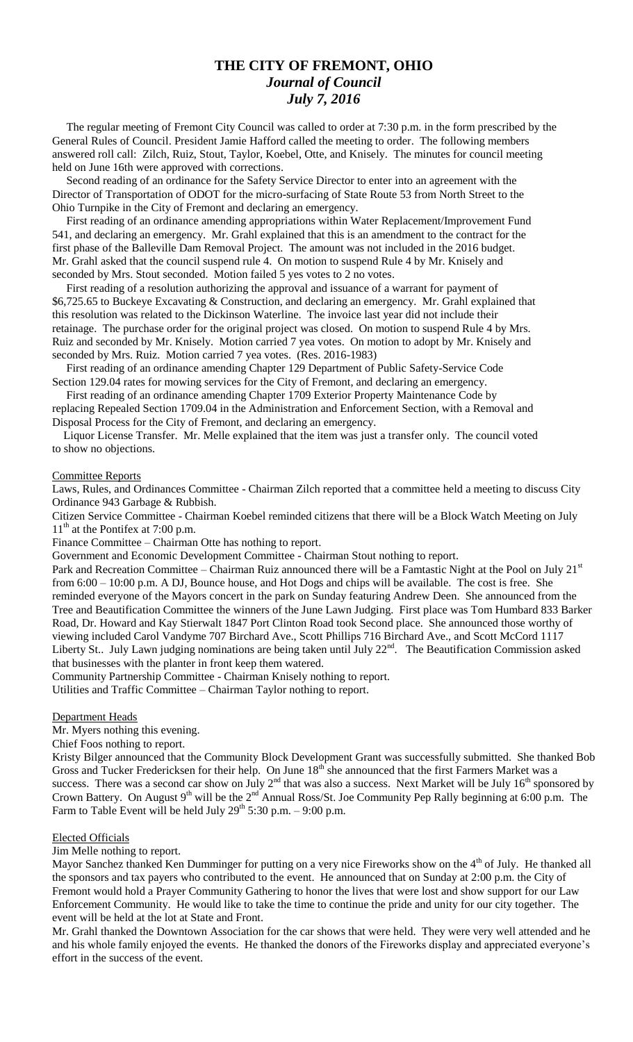# THE CITY OF FREMONT, OHIO
## *Journal of Council*
## *July 7, 2016*

The regular meeting of Fremont City Council was called to order at 7:30 p.m. in the form prescribed by the General Rules of Council. President Jamie Hafford called the meeting to order. The following members answered roll call: Zilch, Ruiz, Stout, Taylor, Koebel, Otte, and Knisely. The minutes for council meeting held on June 16th were approved with corrections.

Second reading of an ordinance for the Safety Service Director to enter into an agreement with the Director of Transportation of ODOT for the micro-surfacing of State Route 53 from North Street to the Ohio Turnpike in the City of Fremont and declaring an emergency.

First reading of an ordinance amending appropriations within Water Replacement/Improvement Fund 541, and declaring an emergency. Mr. Grahl explained that this is an amendment to the contract for the first phase of the Balleville Dam Removal Project. The amount was not included in the 2016 budget. Mr. Grahl asked that the council suspend rule 4. On motion to suspend Rule 4 by Mr. Knisely and seconded by Mrs. Stout seconded. Motion failed 5 yes votes to 2 no votes.

First reading of a resolution authorizing the approval and issuance of a warrant for payment of $6,725.65 to Buckeye Excavating & Construction, and declaring an emergency. Mr. Grahl explained that this resolution was related to the Dickinson Waterline. The invoice last year did not include their retainage. The purchase order for the original project was closed. On motion to suspend Rule 4 by Mrs. Ruiz and seconded by Mr. Knisely. Motion carried 7 yea votes. On motion to adopt by Mr. Knisely and seconded by Mrs. Ruiz. Motion carried 7 yea votes. (Res. 2016-1983)

First reading of an ordinance amending Chapter 129 Department of Public Safety-Service Code Section 129.04 rates for mowing services for the City of Fremont, and declaring an emergency.

First reading of an ordinance amending Chapter 1709 Exterior Property Maintenance Code by replacing Repealed Section 1709.04 in the Administration and Enforcement Section, with a Removal and Disposal Process for the City of Fremont, and declaring an emergency.

Liquor License Transfer. Mr. Melle explained that the item was just a transfer only. The council voted to show no objections.

### Committee Reports

Laws, Rules, and Ordinances Committee - Chairman Zilch reported that a committee held a meeting to discuss City Ordinance 943 Garbage & Rubbish.

Citizen Service Committee - Chairman Koebel reminded citizens that there will be a Block Watch Meeting on July 11th at the Pontifex at 7:00 p.m.

Finance Committee – Chairman Otte has nothing to report.

Government and Economic Development Committee - Chairman Stout nothing to report.

Park and Recreation Committee – Chairman Ruiz announced there will be a Famtastic Night at the Pool on July 21st from 6:00 – 10:00 p.m. A DJ, Bounce house, and Hot Dogs and chips will be available. The cost is free. She reminded everyone of the Mayors concert in the park on Sunday featuring Andrew Deen. She announced from the Tree and Beautification Committee the winners of the June Lawn Judging. First place was Tom Humbard 833 Barker Road, Dr. Howard and Kay Stierwalt 1847 Port Clinton Road took Second place. She announced those worthy of viewing included Carol Vandyme 707 Birchard Ave., Scott Phillips 716 Birchard Ave., and Scott McCord 1117 Liberty St.. July Lawn judging nominations are being taken until July 22nd. The Beautification Commission asked that businesses with the planter in front keep them watered.

Community Partnership Committee - Chairman Knisely nothing to report.

Utilities and Traffic Committee – Chairman Taylor nothing to report.

### Department Heads

Mr. Myers nothing this evening.

Chief Foos nothing to report.

Kristy Bilger announced that the Community Block Development Grant was successfully submitted. She thanked Bob Gross and Tucker Fredericksen for their help. On June 18th she announced that the first Farmers Market was a success. There was a second car show on July 2nd that was also a success. Next Market will be July 16th sponsored by Crown Battery. On August 9th will be the 2nd Annual Ross/St. Joe Community Pep Rally beginning at 6:00 p.m. The Farm to Table Event will be held July 29th 5:30 p.m. – 9:00 p.m.

### Elected Officials

Jim Melle nothing to report.

Mayor Sanchez thanked Ken Dumminger for putting on a very nice Fireworks show on the 4th of July. He thanked all the sponsors and tax payers who contributed to the event. He announced that on Sunday at 2:00 p.m. the City of Fremont would hold a Prayer Community Gathering to honor the lives that were lost and show support for our Law Enforcement Community. He would like to take the time to continue the pride and unity for our city together. The event will be held at the lot at State and Front.

Mr. Grahl thanked the Downtown Association for the car shows that were held. They were very well attended and he and his whole family enjoyed the events. He thanked the donors of the Fireworks display and appreciated everyone's effort in the success of the event.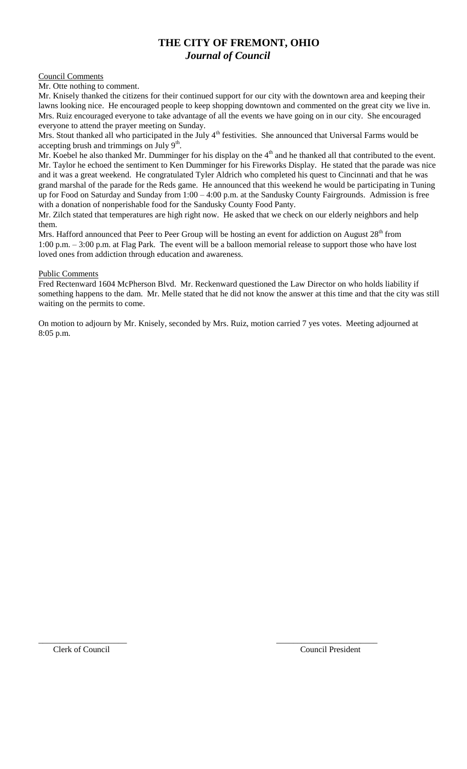# THE CITY OF FREMONT, OHIO
## *Journal of Council*

Council Comments

Mr. Otte nothing to comment.

Mr. Knisely thanked the citizens for their continued support for our city with the downtown area and keeping their lawns looking nice. He encouraged people to keep shopping downtown and commented on the great city we live in.

Mrs. Ruiz encouraged everyone to take advantage of all the events we have going on in our city. She encouraged everyone to attend the prayer meeting on Sunday.

Mrs. Stout thanked all who participated in the July 4th festivities. She announced that Universal Farms would be accepting brush and trimmings on July 9th.

Mr. Koebel he also thanked Mr. Dumminger for his display on the 4th and he thanked all that contributed to the event.

Mr. Taylor he echoed the sentiment to Ken Dumminger for his Fireworks Display. He stated that the parade was nice and it was a great weekend. He congratulated Tyler Aldrich who completed his quest to Cincinnati and that he was grand marshal of the parade for the Reds game. He announced that this weekend he would be participating in Tuning up for Food on Saturday and Sunday from 1:00 – 4:00 p.m. at the Sandusky County Fairgrounds. Admission is free with a donation of nonperishable food for the Sandusky County Food Panty.

Mr. Zilch stated that temperatures are high right now. He asked that we check on our elderly neighbors and help them.

Mrs. Hafford announced that Peer to Peer Group will be hosting an event for addiction on August 28th from 1:00 p.m. – 3:00 p.m. at Flag Park. The event will be a balloon memorial release to support those who have lost loved ones from addiction through education and awareness.

Public Comments

Fred Rectenward 1604 McPherson Blvd. Mr. Reckenward questioned the Law Director on who holds liability if something happens to the dam. Mr. Melle stated that he did not know the answer at this time and that the city was still waiting on the permits to come.

On motion to adjourn by Mr. Knisely, seconded by Mrs. Ruiz, motion carried 7 yes votes. Meeting adjourned at 8:05 p.m.

\_\_\_\_\_\_\_\_\_\_\_\_\_\_\_\_\_\_\_\_\_\_ \_\_\_\_\_\_\_\_\_\_\_\_\_\_\_\_\_\_\_\_\_\_\_\_

Clerk of Council Council President